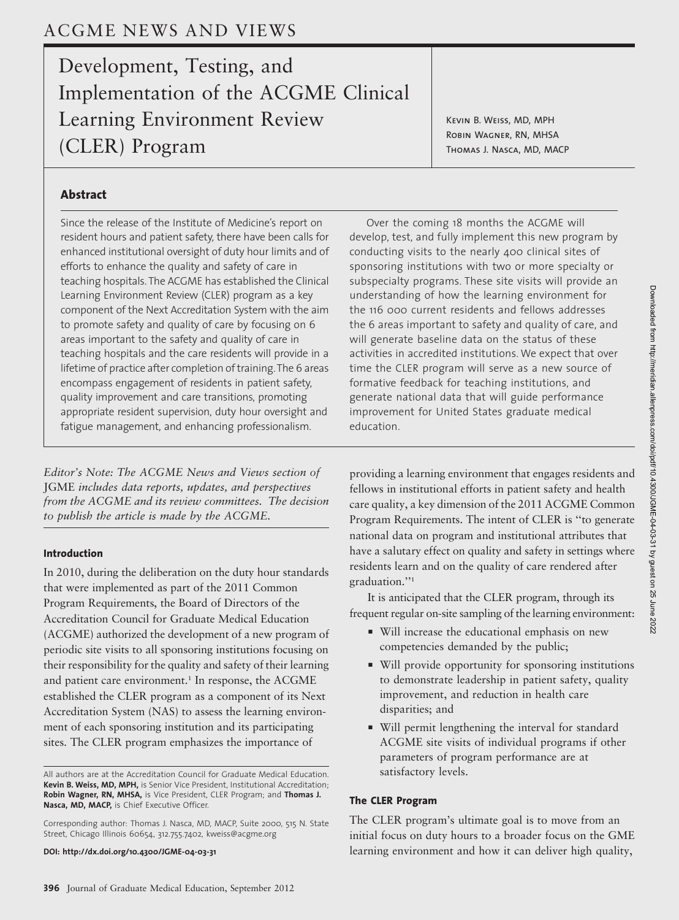ACGME NEWS AND VIEWS

# Development, Testing, and Implementation of the ACGME Clinical Learning Environment Review (CLER) Program

Kevin B. Weiss, MD, MPH
Robin Wagner, RN, MHSA
Thomas J. Nasca, MD, MACP

## Abstract

Since the release of the Institute of Medicine's report on resident hours and patient safety, there have been calls for enhanced institutional oversight of duty hour limits and of efforts to enhance the quality and safety of care in teaching hospitals. The ACGME has established the Clinical Learning Environment Review (CLER) program as a key component of the Next Accreditation System with the aim to promote safety and quality of care by focusing on 6 areas important to the safety and quality of care in teaching hospitals and the care residents will provide in a lifetime of practice after completion of training. The 6 areas encompass engagement of residents in patient safety, quality improvement and care transitions, promoting appropriate resident supervision, duty hour oversight and fatigue management, and enhancing professionalism.

Over the coming 18 months the ACGME will develop, test, and fully implement this new program by conducting visits to the nearly 400 clinical sites of sponsoring institutions with two or more specialty or subspecialty programs. These site visits will provide an understanding of how the learning environment for the 116 000 current residents and fellows addresses the 6 areas important to safety and quality of care, and will generate baseline data on the status of these activities in accredited institutions. We expect that over time the CLER program will serve as a new source of formative feedback for teaching institutions, and generate national data that will guide performance improvement for United States graduate medical education.

*Editor's Note: The ACGME News and Views section of* JGME *includes data reports, updates, and perspectives from the ACGME and its review committees. The decision to publish the article is made by the ACGME.*

### Introduction

In 2010, during the deliberation on the duty hour standards that were implemented as part of the 2011 Common Program Requirements, the Board of Directors of the Accreditation Council for Graduate Medical Education (ACGME) authorized the development of a new program of periodic site visits to all sponsoring institutions focusing on their responsibility for the quality and safety of their learning and patient care environment.[1] In response, the ACGME established the CLER program as a component of its Next Accreditation System (NAS) to assess the learning environment of each sponsoring institution and its participating sites. The CLER program emphasizes the importance of providing a learning environment that engages residents and fellows in institutional efforts in patient safety and health care quality, a key dimension of the 2011 ACGME Common Program Requirements. The intent of CLER is "to generate national data on program and institutional attributes that have a salutary effect on quality and safety in settings where residents learn and on the quality of care rendered after graduation."[1]

It is anticipated that the CLER program, through its frequent regular on-site sampling of the learning environment:

- Will increase the educational emphasis on new competencies demanded by the public;
- Will provide opportunity for sponsoring institutions to demonstrate leadership in patient safety, quality improvement, and reduction in health care disparities; and
- Will permit lengthening the interval for standard ACGME site visits of individual programs if other parameters of program performance are at satisfactory levels.

### The CLER Program

The CLER program's ultimate goal is to move from an initial focus on duty hours to a broader focus on the GME learning environment and how it can deliver high quality,

---

All authors are at the Accreditation Council for Graduate Medical Education. **Kevin B. Weiss, MD, MPH,** is Senior Vice President, Institutional Accreditation; **Robin Wagner, RN, MHSA,** is Vice President, CLER Program; and **Thomas J. Nasca, MD, MACP,** is Chief Executive Officer.

Corresponding author: Thomas J. Nasca, MD, MACP, Suite 2000, 515 N. State Street, Chicago Illinois 60654, 312.755.7402, kweiss@acgme.org

**DOI: http://dx.doi.org/10.4300/JGME-04-03-31**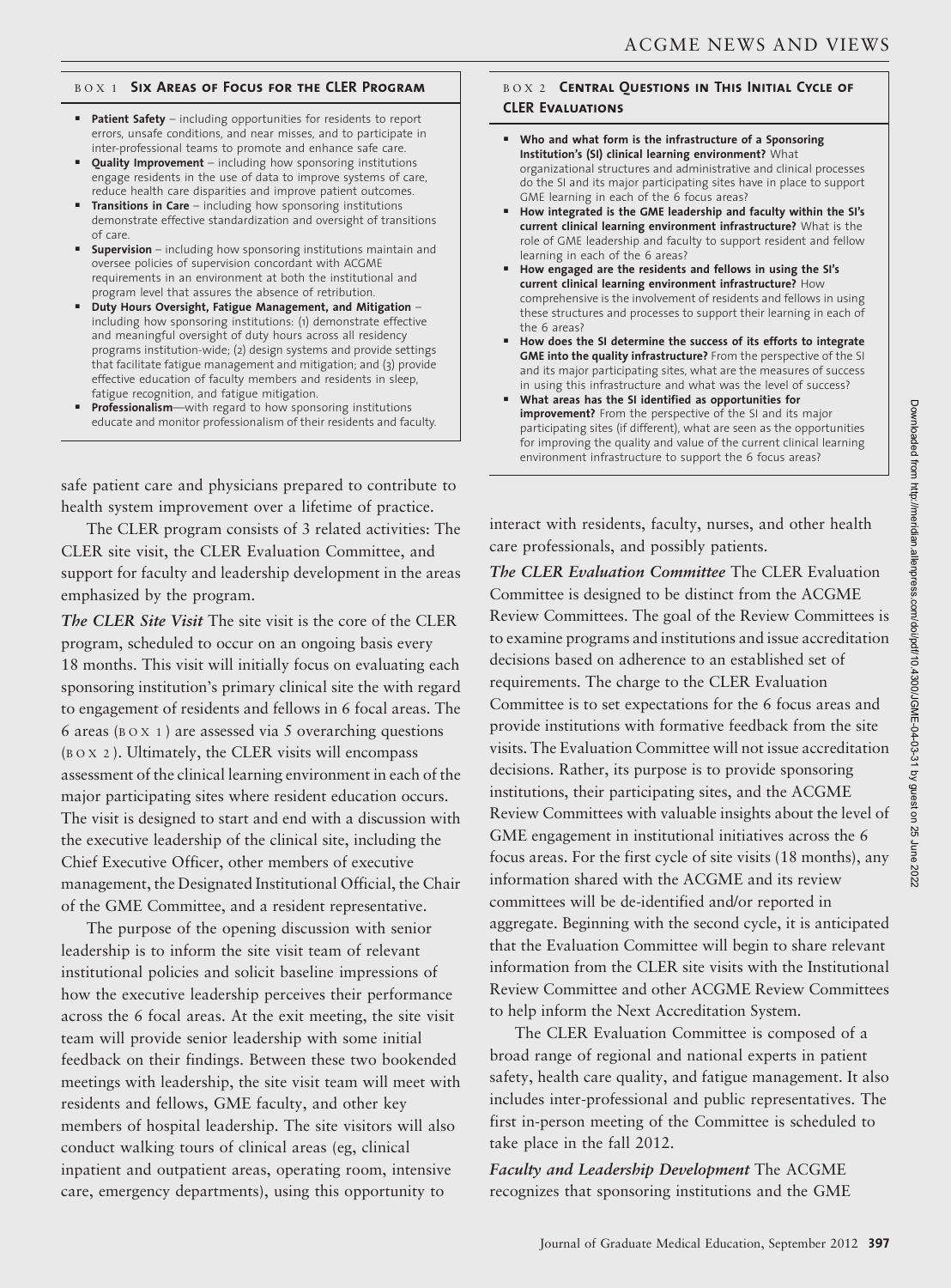**BOX 1 Six Areas of Focus for the CLER Program**

- **Patient Safety** – including opportunities for residents to report errors, unsafe conditions, and near misses, and to participate in inter-professional teams to promote and enhance safe care.
- **Quality Improvement** – including how sponsoring institutions engage residents in the use of data to improve systems of care, reduce health care disparities and improve patient outcomes.
- **Transitions in Care** – including how sponsoring institutions demonstrate effective standardization and oversight of transitions of care.
- **Supervision** – including how sponsoring institutions maintain and oversee policies of supervision concordant with ACGME requirements in an environment at both the institutional and program level that assures the absence of retribution.
- **Duty Hours Oversight, Fatigue Management, and Mitigation** – including how sponsoring institutions: (1) demonstrate effective and meaningful oversight of duty hours across all residency programs institution-wide; (2) design systems and provide settings that facilitate fatigue management and mitigation; and (3) provide effective education of faculty members and residents in sleep, fatigue recognition, and fatigue mitigation.
- **Professionalism**—with regard to how sponsoring institutions educate and monitor professionalism of their residents and faculty.

**BOX 2 Central Questions in This Initial Cycle of CLER Evaluations**

- **Who and what form is the infrastructure of a Sponsoring Institution's (SI) clinical learning environment?** What organizational structures and administrative and clinical processes do the SI and its major participating sites have in place to support GME learning in each of the 6 focus areas?
- **How integrated is the GME leadership and faculty within the SI's current clinical learning environment infrastructure?** What is the role of GME leadership and faculty to support resident and fellow learning in each of the 6 areas?
- **How engaged are the residents and fellows in using the SI's current clinical learning environment infrastructure?** How comprehensive is the involvement of residents and fellows in using these structures and processes to support their learning in each of the 6 areas?
- **How does the SI determine the success of its efforts to integrate GME into the quality infrastructure?** From the perspective of the SI and its major participating sites, what are the measures of success in using this infrastructure and what was the level of success?
- **What areas has the SI identified as opportunities for improvement?** From the perspective of the SI and its major participating sites (if different), what are seen as the opportunities for improving the quality and value of the current clinical learning environment infrastructure to support the 6 focus areas?

safe patient care and physicians prepared to contribute to health system improvement over a lifetime of practice.

The CLER program consists of 3 related activities: The CLER site visit, the CLER Evaluation Committee, and support for faculty and leadership development in the areas emphasized by the program.

***The CLER Site Visit*** The site visit is the core of the CLER program, scheduled to occur on an ongoing basis every 18 months. This visit will initially focus on evaluating each sponsoring institution's primary clinical site the with regard to engagement of residents and fellows in 6 focal areas. The 6 areas (BOX 1) are assessed via 5 overarching questions (BOX 2). Ultimately, the CLER visits will encompass assessment of the clinical learning environment in each of the major participating sites where resident education occurs. The visit is designed to start and end with a discussion with the executive leadership of the clinical site, including the Chief Executive Officer, other members of executive management, the Designated Institutional Official, the Chair of the GME Committee, and a resident representative.

The purpose of the opening discussion with senior leadership is to inform the site visit team of relevant institutional policies and solicit baseline impressions of how the executive leadership perceives their performance across the 6 focal areas. At the exit meeting, the site visit team will provide senior leadership with some initial feedback on their findings. Between these two bookended meetings with leadership, the site visit team will meet with residents and fellows, GME faculty, and other key members of hospital leadership. The site visitors will also conduct walking tours of clinical areas (eg, clinical inpatient and outpatient areas, operating room, intensive care, emergency departments), using this opportunity to interact with residents, faculty, nurses, and other health care professionals, and possibly patients.

***The CLER Evaluation Committee*** The CLER Evaluation Committee is designed to be distinct from the ACGME Review Committees. The goal of the Review Committees is to examine programs and institutions and issue accreditation decisions based on adherence to an established set of requirements. The charge to the CLER Evaluation Committee is to set expectations for the 6 focus areas and provide institutions with formative feedback from the site visits. The Evaluation Committee will not issue accreditation decisions. Rather, its purpose is to provide sponsoring institutions, their participating sites, and the ACGME Review Committees with valuable insights about the level of GME engagement in institutional initiatives across the 6 focus areas. For the first cycle of site visits (18 months), any information shared with the ACGME and its review committees will be de-identified and/or reported in aggregate. Beginning with the second cycle, it is anticipated that the Evaluation Committee will begin to share relevant information from the CLER site visits with the Institutional Review Committee and other ACGME Review Committees to help inform the Next Accreditation System.

The CLER Evaluation Committee is composed of a broad range of regional and national experts in patient safety, health care quality, and fatigue management. It also includes inter-professional and public representatives. The first in-person meeting of the Committee is scheduled to take place in the fall 2012.

***Faculty and Leadership Development*** The ACGME recognizes that sponsoring institutions and the GME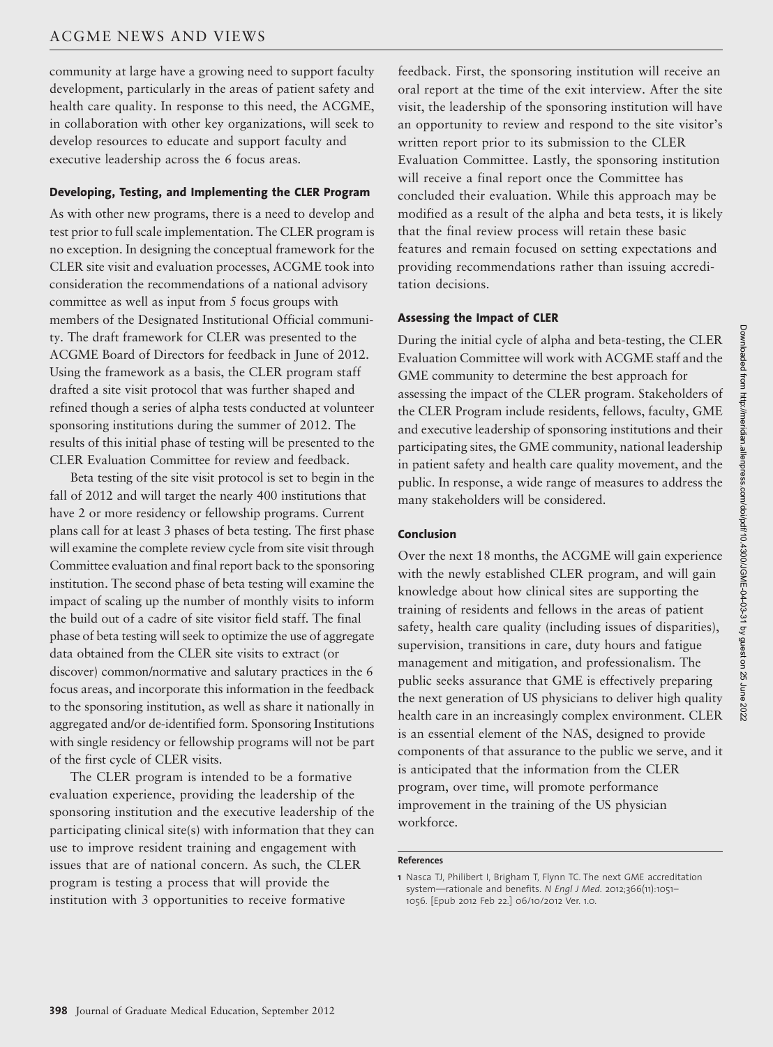community at large have a growing need to support faculty development, particularly in the areas of patient safety and health care quality. In response to this need, the ACGME, in collaboration with other key organizations, will seek to develop resources to educate and support faculty and executive leadership across the 6 focus areas.

### Developing, Testing, and Implementing the CLER Program

As with other new programs, there is a need to develop and test prior to full scale implementation. The CLER program is no exception. In designing the conceptual framework for the CLER site visit and evaluation processes, ACGME took into consideration the recommendations of a national advisory committee as well as input from 5 focus groups with members of the Designated Institutional Official community. The draft framework for CLER was presented to the ACGME Board of Directors for feedback in June of 2012. Using the framework as a basis, the CLER program staff drafted a site visit protocol that was further shaped and refined though a series of alpha tests conducted at volunteer sponsoring institutions during the summer of 2012. The results of this initial phase of testing will be presented to the CLER Evaluation Committee for review and feedback.

Beta testing of the site visit protocol is set to begin in the fall of 2012 and will target the nearly 400 institutions that have 2 or more residency or fellowship programs. Current plans call for at least 3 phases of beta testing. The first phase will examine the complete review cycle from site visit through Committee evaluation and final report back to the sponsoring institution. The second phase of beta testing will examine the impact of scaling up the number of monthly visits to inform the build out of a cadre of site visitor field staff. The final phase of beta testing will seek to optimize the use of aggregate data obtained from the CLER site visits to extract (or discover) common/normative and salutary practices in the 6 focus areas, and incorporate this information in the feedback to the sponsoring institution, as well as share it nationally in aggregated and/or de-identified form. Sponsoring Institutions with single residency or fellowship programs will not be part of the first cycle of CLER visits.

The CLER program is intended to be a formative evaluation experience, providing the leadership of the sponsoring institution and the executive leadership of the participating clinical site(s) with information that they can use to improve resident training and engagement with issues that are of national concern. As such, the CLER program is testing a process that will provide the institution with 3 opportunities to receive formative feedback. First, the sponsoring institution will receive an oral report at the time of the exit interview. After the site visit, the leadership of the sponsoring institution will have an opportunity to review and respond to the site visitor's written report prior to its submission to the CLER Evaluation Committee. Lastly, the sponsoring institution will receive a final report once the Committee has concluded their evaluation. While this approach may be modified as a result of the alpha and beta tests, it is likely that the final review process will retain these basic features and remain focused on setting expectations and providing recommendations rather than issuing accreditation decisions.

### Assessing the Impact of CLER

During the initial cycle of alpha and beta-testing, the CLER Evaluation Committee will work with ACGME staff and the GME community to determine the best approach for assessing the impact of the CLER program. Stakeholders of the CLER Program include residents, fellows, faculty, GME and executive leadership of sponsoring institutions and their participating sites, the GME community, national leadership in patient safety and health care quality movement, and the public. In response, a wide range of measures to address the many stakeholders will be considered.

### Conclusion

Over the next 18 months, the ACGME will gain experience with the newly established CLER program, and will gain knowledge about how clinical sites are supporting the training of residents and fellows in the areas of patient safety, health care quality (including issues of disparities), supervision, transitions in care, duty hours and fatigue management and mitigation, and professionalism. The public seeks assurance that GME is effectively preparing the next generation of US physicians to deliver high quality health care in an increasingly complex environment. CLER is an essential element of the NAS, designed to provide components of that assurance to the public we serve, and it is anticipated that the information from the CLER program, over time, will promote performance improvement in the training of the US physician workforce.

#### References

1 Nasca TJ, Philibert I, Brigham T, Flynn TC. The next GME accreditation system—rationale and benefits. *N Engl J Med.* 2012;366(11):1051–1056. [Epub 2012 Feb 22.] 06/10/2012 Ver. 1.0.